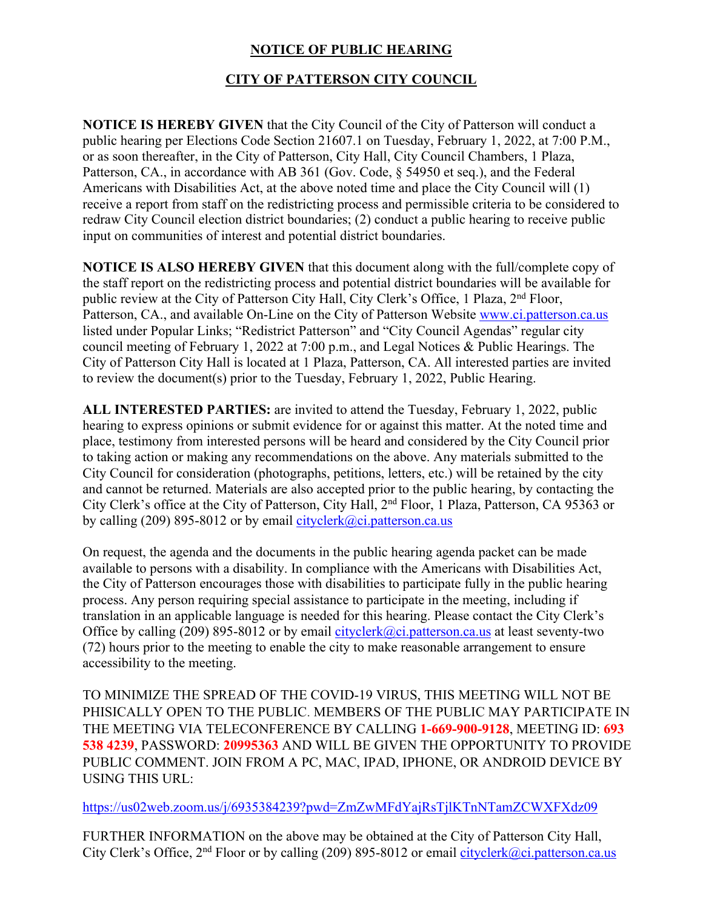# NOTICE OF PUBLIC HEARING

## CITY OF PATTERSON CITY COUNCIL

**NOTICE IS HEREBY GIVEN** that the City Council of the City of Patterson will conduct a public hearing per Elections Code Section 21607.1 on Tuesday, February 1, 2022, at 7:00 P.M., or as soon thereafter, in the City of Patterson, City Hall, City Council Chambers, 1 Plaza, Patterson, CA., in accordance with AB 361 (Gov. Code, § 54950 et seq.), and the Federal Americans with Disabilities Act, at the above noted time and place the City Council will (1) receive a report from staff on the redistricting process and permissible criteria to be considered to redraw City Council election district boundaries; (2) conduct a public hearing to receive public input on communities of interest and potential district boundaries.

**NOTICE IS ALSO HEREBY GIVEN** that this document along with the full/complete copy of the staff report on the redistricting process and potential district boundaries will be available for public review at the City of Patterson City Hall, City Clerk's Office, 1 Plaza, 2nd Floor, Patterson, CA., and available On-Line on the City of Patterson Website www.ci.patterson.ca.us listed under Popular Links; "Redistrict Patterson" and "City Council Agendas" regular city council meeting of February 1, 2022 at 7:00 p.m., and Legal Notices & Public Hearings. The City of Patterson City Hall is located at 1 Plaza, Patterson, CA. All interested parties are invited to review the document(s) prior to the Tuesday, February 1, 2022, Public Hearing.

**ALL INTERESTED PARTIES:** are invited to attend the Tuesday, February 1, 2022, public hearing to express opinions or submit evidence for or against this matter. At the noted time and place, testimony from interested persons will be heard and considered by the City Council prior to taking action or making any recommendations on the above. Any materials submitted to the City Council for consideration (photographs, petitions, letters, etc.) will be retained by the city and cannot be returned. Materials are also accepted prior to the public hearing, by contacting the City Clerk's office at the City of Patterson, City Hall, 2nd Floor, 1 Plaza, Patterson, CA 95363 or by calling (209) 895-8012 or by email cityclerk@ci.patterson.ca.us

On request, the agenda and the documents in the public hearing agenda packet can be made available to persons with a disability. In compliance with the Americans with Disabilities Act, the City of Patterson encourages those with disabilities to participate fully in the public hearing process. Any person requiring special assistance to participate in the meeting, including if translation in an applicable language is needed for this hearing. Please contact the City Clerk's Office by calling (209) 895-8012 or by email cityclerk@ci.patterson.ca.us at least seventy-two (72) hours prior to the meeting to enable the city to make reasonable arrangement to ensure accessibility to the meeting.

TO MINIMIZE THE SPREAD OF THE COVID-19 VIRUS, THIS MEETING WILL NOT BE PHISICALLY OPEN TO THE PUBLIC. MEMBERS OF THE PUBLIC MAY PARTICIPATE IN THE MEETING VIA TELECONFERENCE BY CALLING **1-669-900-9128**, MEETING ID: **693 538 4239**, PASSWORD: **20995363** AND WILL BE GIVEN THE OPPORTUNITY TO PROVIDE PUBLIC COMMENT. JOIN FROM A PC, MAC, IPAD, IPHONE, OR ANDROID DEVICE BY USING THIS URL:

https://us02web.zoom.us/j/6935384239?pwd=ZmZwMFdYajRsTjlKTnNTamZCWXFXdz09

FURTHER INFORMATION on the above may be obtained at the City of Patterson City Hall, City Clerk's Office, 2nd Floor or by calling (209) 895-8012 or email cityclerk@ci.patterson.ca.us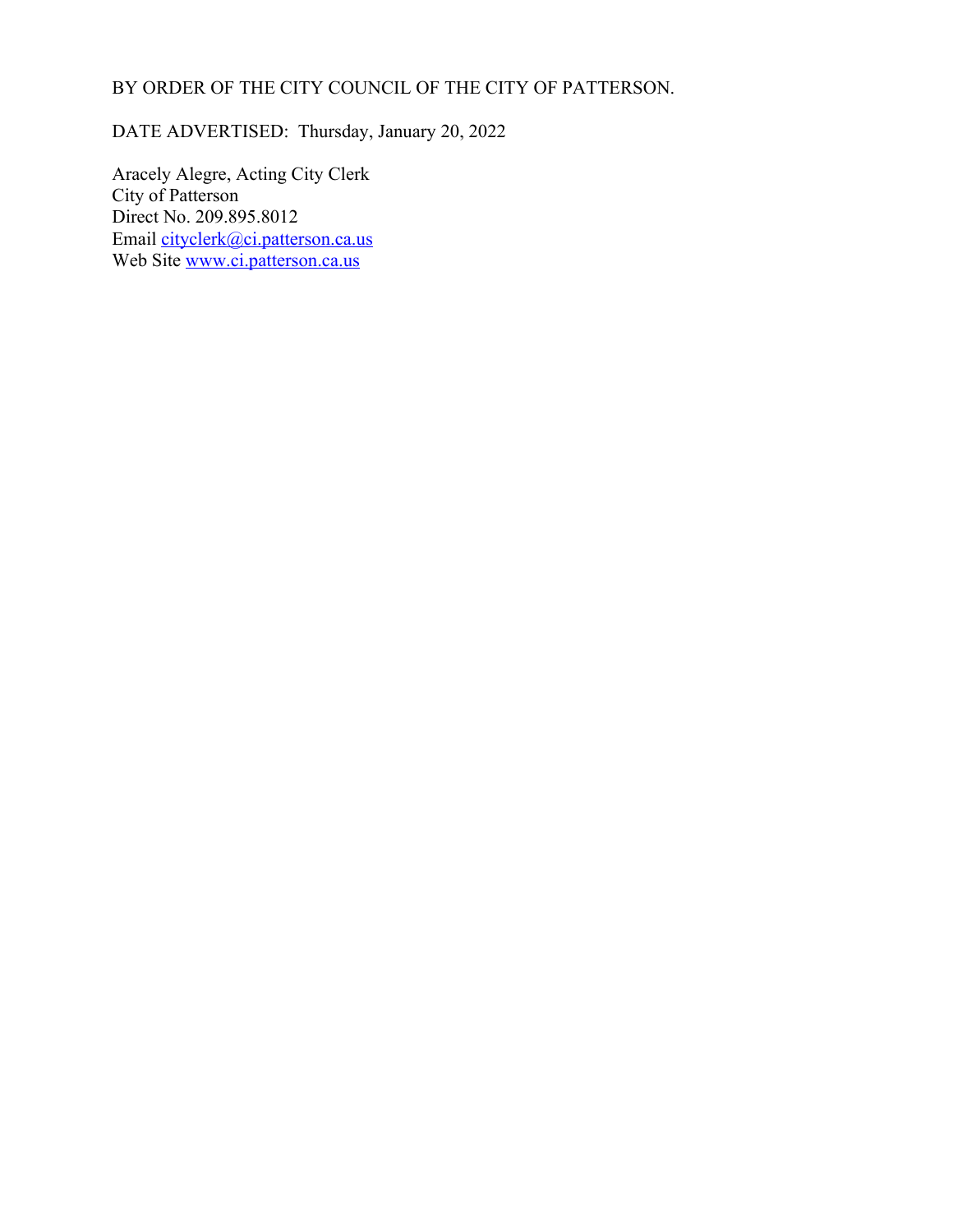BY ORDER OF THE CITY COUNCIL OF THE CITY OF PATTERSON.

DATE ADVERTISED: Thursday, January 20, 2022

Aracely Alegre, Acting City Clerk  
City of Patterson  
Direct No. 209.895.8012  
Email cityclerk@ci.patterson.ca.us  
Web Site www.ci.patterson.ca.us